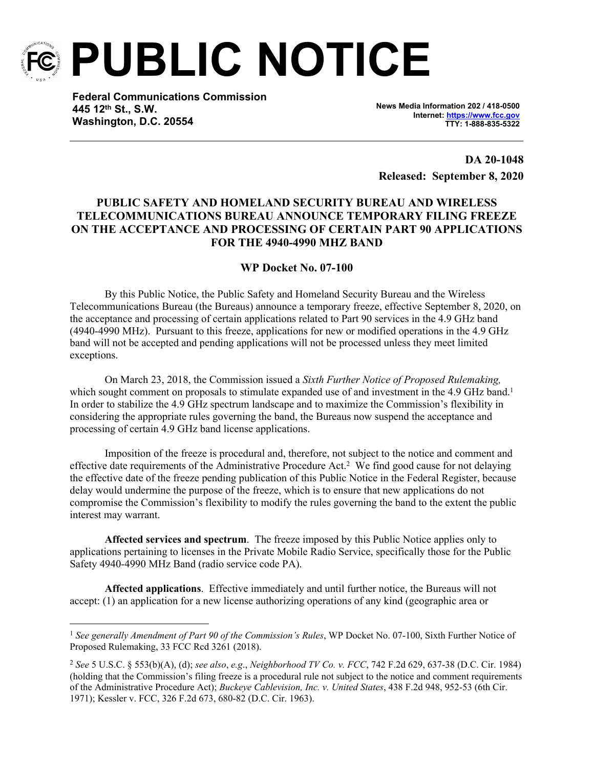# PUBLIC NOTICE

**Federal Communications Commission**
**445 12th St., S.W.**
**Washington, D.C. 20554**

**News Media Information 202 / 418-0500**
**Internet: https://www.fcc.gov**
**TTY: 1-888-835-5322**

**DA 20-1048**
**Released: September 8, 2020**

## PUBLIC SAFETY AND HOMELAND SECURITY BUREAU AND WIRELESS TELECOMMUNICATIONS BUREAU ANNOUNCE TEMPORARY FILING FREEZE ON THE ACCEPTANCE AND PROCESSING OF CERTAIN PART 90 APPLICATIONS FOR THE 4940-4990 MHZ BAND

**WP Docket No. 07-100**

By this Public Notice, the Public Safety and Homeland Security Bureau and the Wireless Telecommunications Bureau (the Bureaus) announce a temporary freeze, effective September 8, 2020, on the acceptance and processing of certain applications related to Part 90 services in the 4.9 GHz band (4940-4990 MHz). Pursuant to this freeze, applications for new or modified operations in the 4.9 GHz band will not be accepted and pending applications will not be processed unless they meet limited exceptions.

On March 23, 2018, the Commission issued a *Sixth Further Notice of Proposed Rulemaking,* which sought comment on proposals to stimulate expanded use of and investment in the 4.9 GHz band.[1] In order to stabilize the 4.9 GHz spectrum landscape and to maximize the Commission's flexibility in considering the appropriate rules governing the band, the Bureaus now suspend the acceptance and processing of certain 4.9 GHz band license applications.

Imposition of the freeze is procedural and, therefore, not subject to the notice and comment and effective date requirements of the Administrative Procedure Act.[2] We find good cause for not delaying the effective date of the freeze pending publication of this Public Notice in the Federal Register, because delay would undermine the purpose of the freeze, which is to ensure that new applications do not compromise the Commission's flexibility to modify the rules governing the band to the extent the public interest may warrant.

**Affected services and spectrum**. The freeze imposed by this Public Notice applies only to applications pertaining to licenses in the Private Mobile Radio Service, specifically those for the Public Safety 4940-4990 MHz Band (radio service code PA).

**Affected applications**. Effective immediately and until further notice, the Bureaus will not accept: (1) an application for a new license authorizing operations of any kind (geographic area or

---

[1] *See generally Amendment of Part 90 of the Commission's Rules*, WP Docket No. 07-100, Sixth Further Notice of Proposed Rulemaking, 33 FCC Rcd 3261 (2018).

[2] *See* 5 U.S.C. § 553(b)(A), (d); *see also*, *e.g.*, *Neighborhood TV Co. v. FCC*, 742 F.2d 629, 637-38 (D.C. Cir. 1984) (holding that the Commission's filing freeze is a procedural rule not subject to the notice and comment requirements of the Administrative Procedure Act); *Buckeye Cablevision, Inc. v. United States*, 438 F.2d 948, 952-53 (6th Cir. 1971); Kessler v. FCC, 326 F.2d 673, 680-82 (D.C. Cir. 1963).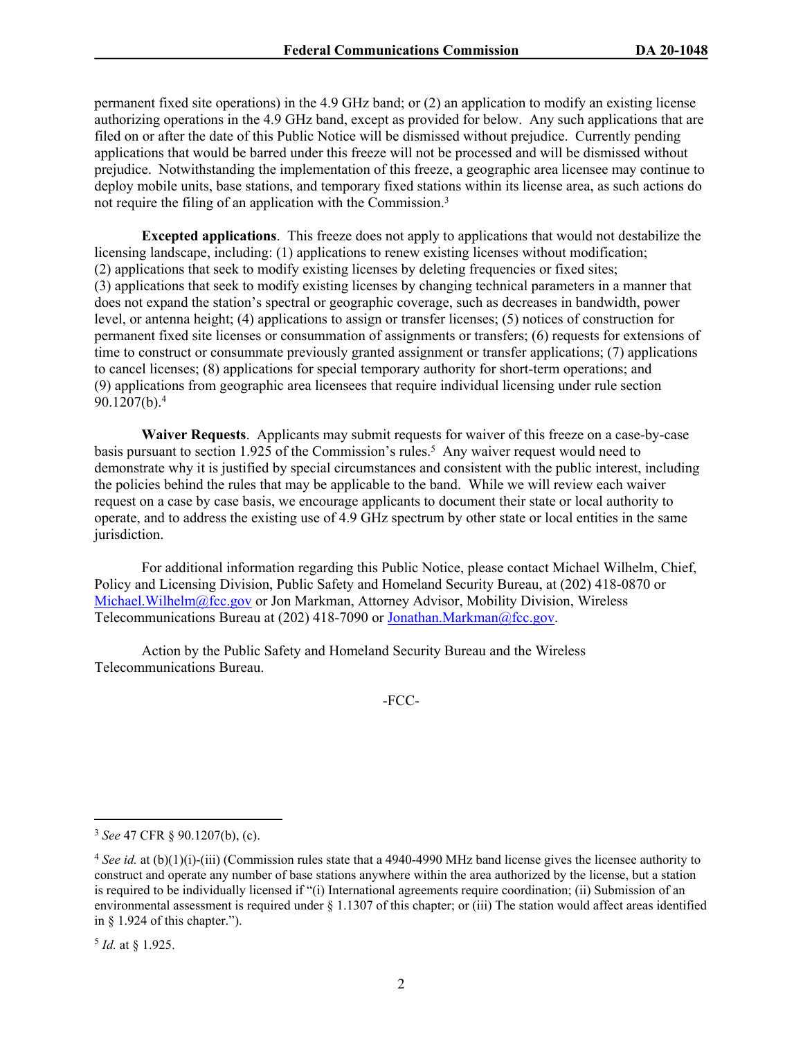permanent fixed site operations) in the 4.9 GHz band; or (2) an application to modify an existing license authorizing operations in the 4.9 GHz band, except as provided for below. Any such applications that are filed on or after the date of this Public Notice will be dismissed without prejudice. Currently pending applications that would be barred under this freeze will not be processed and will be dismissed without prejudice. Notwithstanding the implementation of this freeze, a geographic area licensee may continue to deploy mobile units, base stations, and temporary fixed stations within its license area, as such actions do not require the filing of an application with the Commission.[3]

**Excepted applications**. This freeze does not apply to applications that would not destabilize the licensing landscape, including: (1) applications to renew existing licenses without modification; (2) applications that seek to modify existing licenses by deleting frequencies or fixed sites; (3) applications that seek to modify existing licenses by changing technical parameters in a manner that does not expand the station's spectral or geographic coverage, such as decreases in bandwidth, power level, or antenna height; (4) applications to assign or transfer licenses; (5) notices of construction for permanent fixed site licenses or consummation of assignments or transfers; (6) requests for extensions of time to construct or consummate previously granted assignment or transfer applications; (7) applications to cancel licenses; (8) applications for special temporary authority for short-term operations; and (9) applications from geographic area licensees that require individual licensing under rule section 90.1207(b).[4]

**Waiver Requests**. Applicants may submit requests for waiver of this freeze on a case-by-case basis pursuant to section 1.925 of the Commission's rules.[5] Any waiver request would need to demonstrate why it is justified by special circumstances and consistent with the public interest, including the policies behind the rules that may be applicable to the band. While we will review each waiver request on a case by case basis, we encourage applicants to document their state or local authority to operate, and to address the existing use of 4.9 GHz spectrum by other state or local entities in the same jurisdiction.

For additional information regarding this Public Notice, please contact Michael Wilhelm, Chief, Policy and Licensing Division, Public Safety and Homeland Security Bureau, at (202) 418-0870 or Michael.Wilhelm@fcc.gov or Jon Markman, Attorney Advisor, Mobility Division, Wireless Telecommunications Bureau at (202) 418-7090 or Jonathan.Markman@fcc.gov.

Action by the Public Safety and Homeland Security Bureau and the Wireless Telecommunications Bureau.

-FCC-

---

[3] *See* 47 CFR § 90.1207(b), (c).

[4] *See id.* at (b)(1)(i)-(iii) (Commission rules state that a 4940-4990 MHz band license gives the licensee authority to construct and operate any number of base stations anywhere within the area authorized by the license, but a station is required to be individually licensed if "(i) International agreements require coordination; (ii) Submission of an environmental assessment is required under § 1.1307 of this chapter; or (iii) The station would affect areas identified in § 1.924 of this chapter.").

[5] *Id.* at § 1.925.